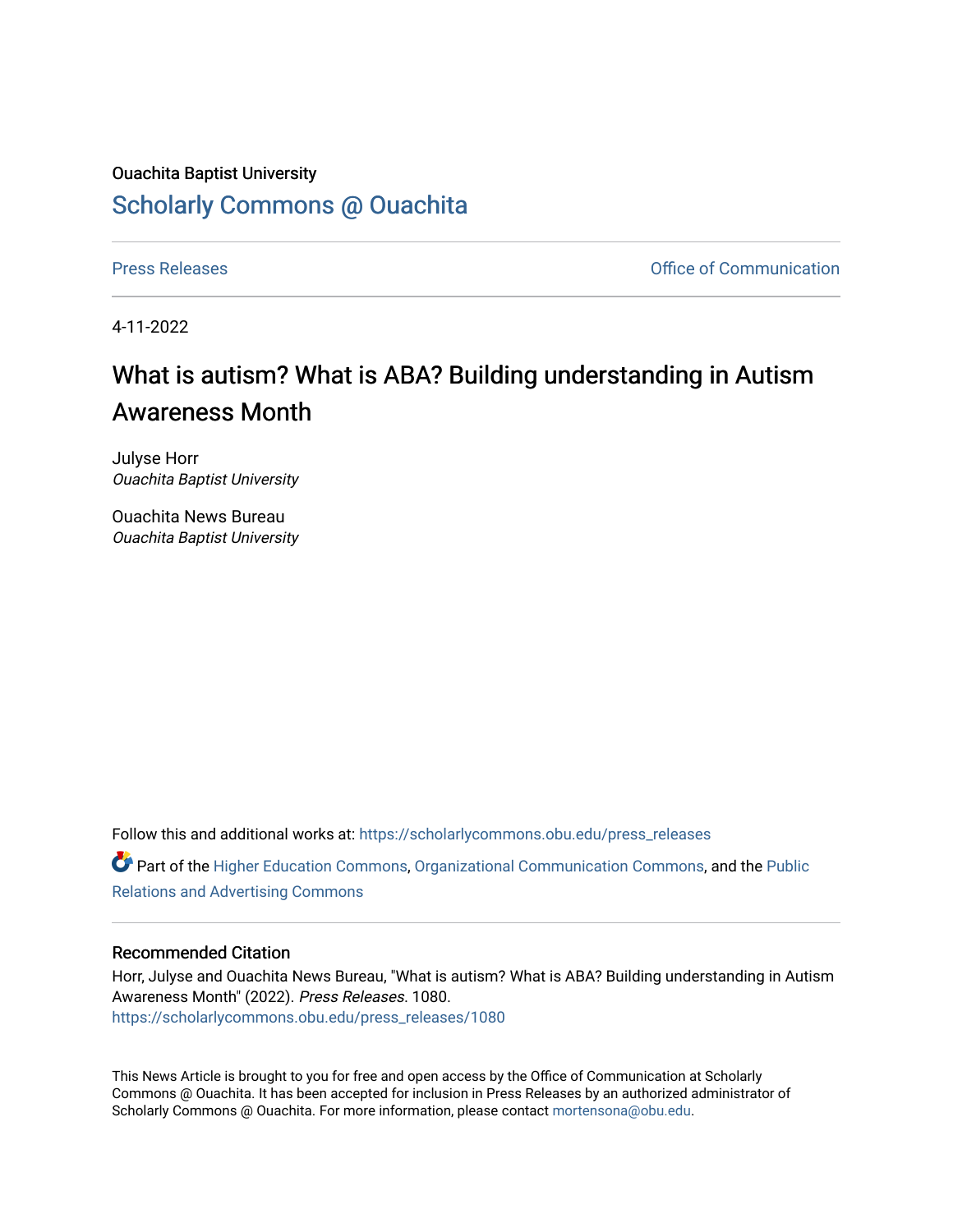Ouachita Baptist University

# Scholarly Commons @ Ouachita

Press Releases | Office of Communication

4-11-2022

# What is autism? What is ABA? Building understanding in Autism Awareness Month

Julyse Horr
*Ouachita Baptist University*

Ouachita News Bureau
*Ouachita Baptist University*

Follow this and additional works at: https://scholarlycommons.obu.edu/press_releases

Part of the Higher Education Commons, Organizational Communication Commons, and the Public Relations and Advertising Commons

## Recommended Citation

Horr, Julyse and Ouachita News Bureau, "What is autism? What is ABA? Building understanding in Autism Awareness Month" (2022). *Press Releases*. 1080.
https://scholarlycommons.obu.edu/press_releases/1080

This News Article is brought to you for free and open access by the Office of Communication at Scholarly Commons @ Ouachita. It has been accepted for inclusion in Press Releases by an authorized administrator of Scholarly Commons @ Ouachita. For more information, please contact mortensona@obu.edu.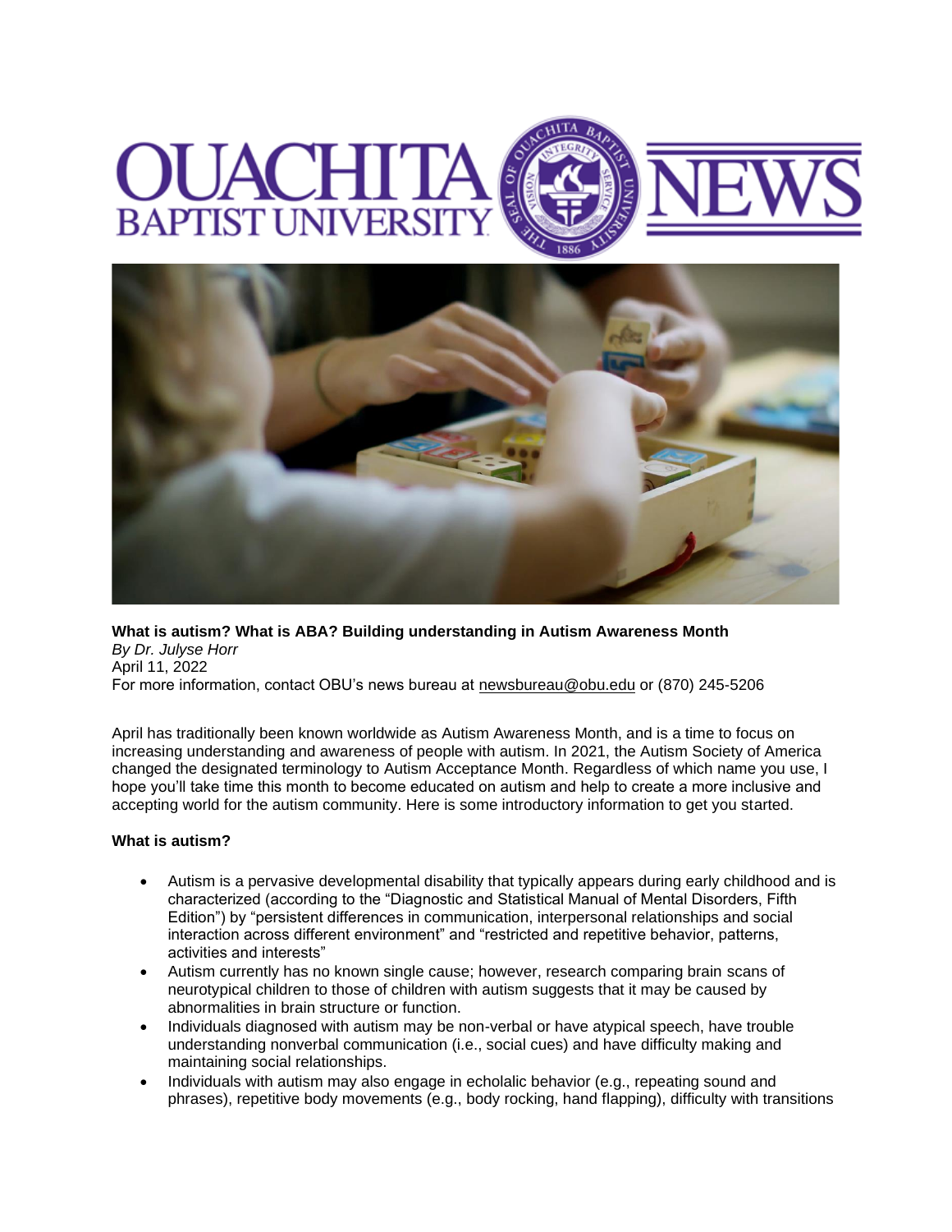**What is autism? What is ABA? Building understanding in Autism Awareness Month**
*By Dr. Julyse Horr*
April 11, 2022
For more information, contact OBU's news bureau at newsbureau@obu.edu or (870) 245-5206

April has traditionally been known worldwide as Autism Awareness Month, and is a time to focus on increasing understanding and awareness of people with autism. In 2021, the Autism Society of America changed the designated terminology to Autism Acceptance Month. Regardless of which name you use, I hope you'll take time this month to become educated on autism and help to create a more inclusive and accepting world for the autism community. Here is some introductory information to get you started.

**What is autism?**

- Autism is a pervasive developmental disability that typically appears during early childhood and is characterized (according to the "Diagnostic and Statistical Manual of Mental Disorders, Fifth Edition") by "persistent differences in communication, interpersonal relationships and social interaction across different environment" and "restricted and repetitive behavior, patterns, activities and interests"
- Autism currently has no known single cause; however, research comparing brain scans of neurotypical children to those of children with autism suggests that it may be caused by abnormalities in brain structure or function.
- Individuals diagnosed with autism may be non-verbal or have atypical speech, have trouble understanding nonverbal communication (i.e., social cues) and have difficulty making and maintaining social relationships.
- Individuals with autism may also engage in echolalic behavior (e.g., repeating sound and phrases), repetitive body movements (e.g., body rocking, hand flapping), difficulty with transitions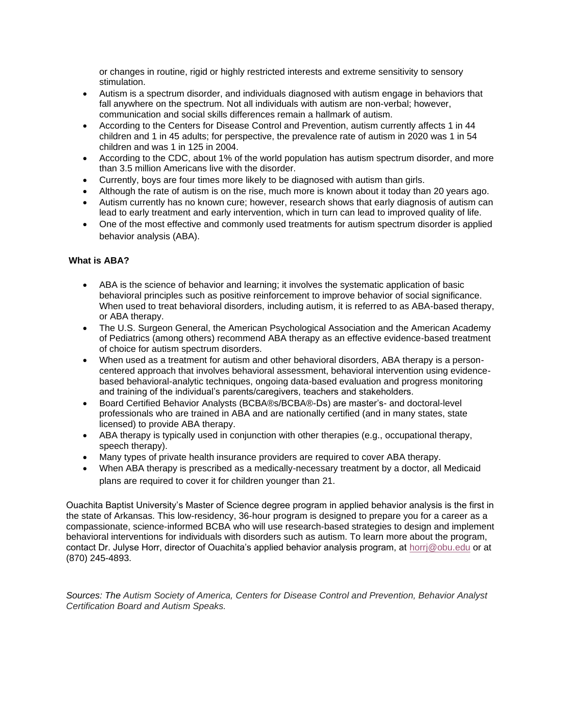or changes in routine, rigid or highly restricted interests and extreme sensitivity to sensory stimulation.

- Autism is a spectrum disorder, and individuals diagnosed with autism engage in behaviors that fall anywhere on the spectrum. Not all individuals with autism are non-verbal; however, communication and social skills differences remain a hallmark of autism.
- According to the Centers for Disease Control and Prevention, autism currently affects 1 in 44 children and 1 in 45 adults; for perspective, the prevalence rate of autism in 2020 was 1 in 54 children and was 1 in 125 in 2004.
- According to the CDC, about 1% of the world population has autism spectrum disorder, and more than 3.5 million Americans live with the disorder.
- Currently, boys are four times more likely to be diagnosed with autism than girls.
- Although the rate of autism is on the rise, much more is known about it today than 20 years ago.
- Autism currently has no known cure; however, research shows that early diagnosis of autism can lead to early treatment and early intervention, which in turn can lead to improved quality of life.
- One of the most effective and commonly used treatments for autism spectrum disorder is applied behavior analysis (ABA).

**What is ABA?**

- ABA is the science of behavior and learning; it involves the systematic application of basic behavioral principles such as positive reinforcement to improve behavior of social significance. When used to treat behavioral disorders, including autism, it is referred to as ABA-based therapy, or ABA therapy.
- The U.S. Surgeon General, the American Psychological Association and the American Academy of Pediatrics (among others) recommend ABA therapy as an effective evidence-based treatment of choice for autism spectrum disorders.
- When used as a treatment for autism and other behavioral disorders, ABA therapy is a person-centered approach that involves behavioral assessment, behavioral intervention using evidence-based behavioral-analytic techniques, ongoing data-based evaluation and progress monitoring and training of the individual's parents/caregivers, teachers and stakeholders.
- Board Certified Behavior Analysts (BCBA®s/BCBA®-Ds) are master's- and doctoral-level professionals who are trained in ABA and are nationally certified (and in many states, state licensed) to provide ABA therapy.
- ABA therapy is typically used in conjunction with other therapies (e.g., occupational therapy, speech therapy).
- Many types of private health insurance providers are required to cover ABA therapy.
- When ABA therapy is prescribed as a medically-necessary treatment by a doctor, all Medicaid plans are required to cover it for children younger than 21.

Ouachita Baptist University's Master of Science degree program in applied behavior analysis is the first in the state of Arkansas. This low-residency, 36-hour program is designed to prepare you for a career as a compassionate, science-informed BCBA who will use research-based strategies to design and implement behavioral interventions for individuals with disorders such as autism. To learn more about the program, contact Dr. Julyse Horr, director of Ouachita's applied behavior analysis program, at horrj@obu.edu or at (870) 245-4893.

*Sources: The Autism Society of America, Centers for Disease Control and Prevention, Behavior Analyst Certification Board and Autism Speaks.*